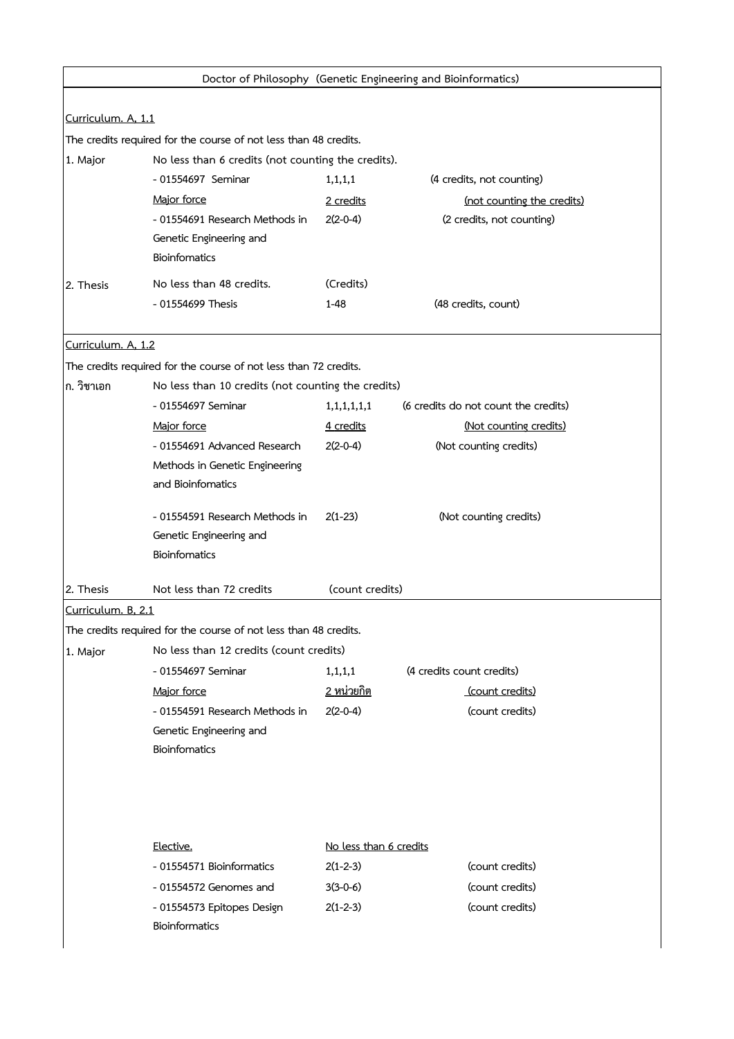# Doctor of Philosophy (Genetic Engineering and Bioinformatics)

## Curriculum. A, 1.1

The credits required for the course of not less than 48 credits.

| | | | |
|---|---|---|---|
| 1. Major | No less than 6 credits (not counting the credits). | | |
| | - 01554697 Seminar | 1,1,1,1 | (4 credits, not counting) |
| | Major force | 2 credits | (not counting the credits) |
| | - 01554691 Research Methods in Genetic Engineering and Bioinfomatics | 2(2-0-4) | (2 credits, not counting) |
| 2. Thesis | No less than 48 credits. | (Credits) | |
| | - 01554699 Thesis | 1-48 | (48 credits, count) |

## Curriculum. A, 1.2

The credits required for the course of not less than 72 credits.

| | | | |
|---|---|---|---|
| ก. วิชาเอก | No less than 10 credits (not counting the credits) | | |
| | - 01554697 Seminar | 1,1,1,1,1,1 | (6 credits do not count the credits) |
| | Major force | 4 credits | (Not counting credits) |
| | - 01554691 Advanced Research Methods in Genetic Engineering and Bioinfomatics | 2(2-0-4) | (Not counting credits) |
| | - 01554591 Research Methods in Genetic Engineering and Bioinfomatics | 2(1-23) | (Not counting credits) |
| 2. Thesis | Not less than 72 credits | (count credits) | |

## Curriculum. B, 2.1

The credits required for the course of not less than 48 credits.

| | | | |
|---|---|---|---|
| 1. Major | No less than 12 credits (count credits) | | |
| | - 01554697 Seminar | 1,1,1,1 | (4 credits count credits) |
| | Major force | 2 หน่วยกิต | (count credits) |
| | - 01554591 Research Methods in Genetic Engineering and Bioinfomatics | 2(2-0-4) | (count credits) |
| | Elective. | No less than 6 credits | |
| | - 01554571 Bioinformatics | 2(1-2-3) | (count credits) |
| | - 01554572 Genomes and | 3(3-0-6) | (count credits) |
| | - 01554573 Epitopes Design Bioinformatics | 2(1-2-3) | (count credits) |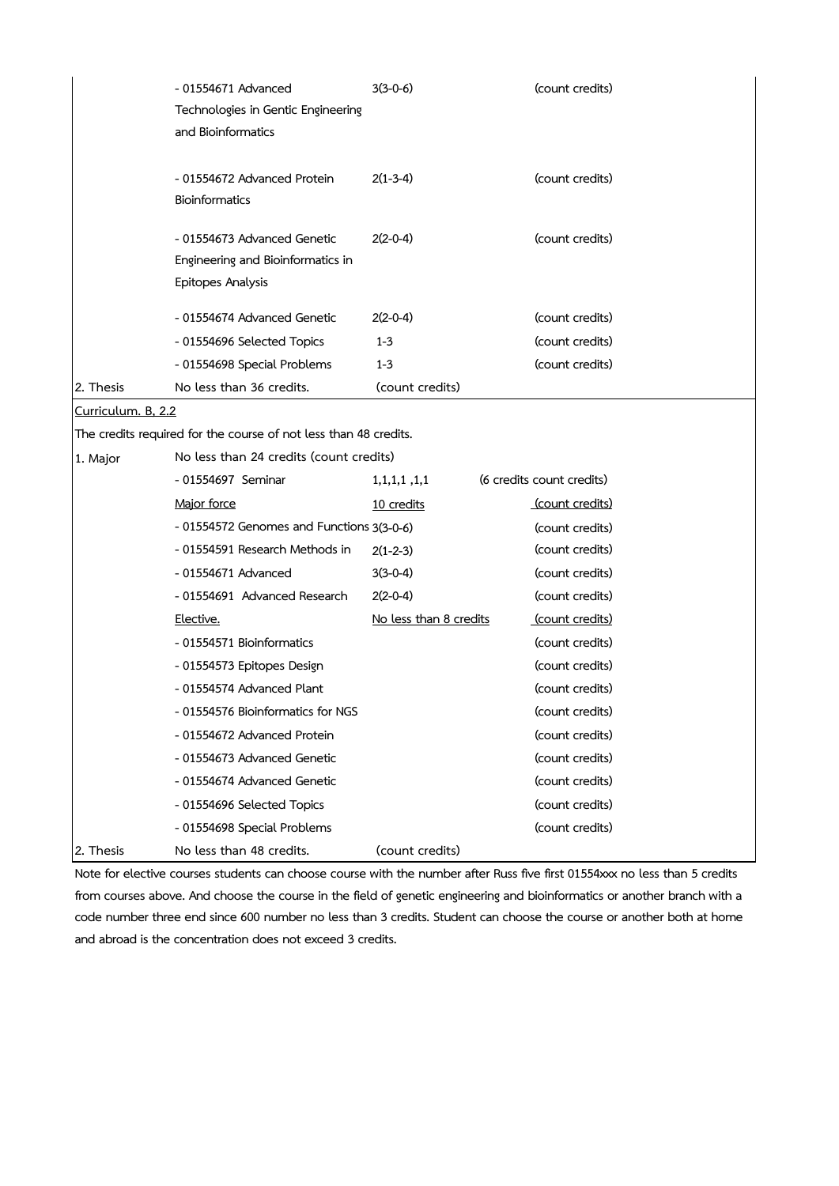| | | | |
|---|---|---|---|
| | - 01554671 Advanced Technologies in Gentic Engineering and Bioinformatics | 3(3-0-6) | (count credits) |
| | - 01554672 Advanced Protein Bioinformatics | 2(1-3-4) | (count credits) |
| | - 01554673 Advanced Genetic Engineering and Bioinformatics in Epitopes Analysis | 2(2-0-4) | (count credits) |
| | - 01554674 Advanced Genetic | 2(2-0-4) | (count credits) |
| | - 01554696 Selected Topics | 1-3 | (count credits) |
| | - 01554698 Special Problems | 1-3 | (count credits) |
| 2. Thesis | No less than 36 credits. | (count credits) | |

Curriculum. B, 2.2

The credits required for the course of not less than 48 credits.

| | | | |
|---|---|---|---|
| 1. Major | No less than 24 credits (count credits) | | |
| | - 01554697 Seminar | 1,1,1,1 ,1,1 | (6 credits count credits) |
| | Major force | 10 credits | (count credits) |
| | - 01554572 Genomes and Functions | 3(3-0-6) | (count credits) |
| | - 01554591 Research Methods in | 2(1-2-3) | (count credits) |
| | - 01554671 Advanced | 3(3-0-4) | (count credits) |
| | - 01554691 Advanced Research | 2(2-0-4) | (count credits) |
| | Elective. | No less than 8 credits | (count credits) |
| | - 01554571 Bioinformatics | | (count credits) |
| | - 01554573 Epitopes Design | | (count credits) |
| | - 01554574 Advanced Plant | | (count credits) |
| | - 01554576 Bioinformatics for NGS | | (count credits) |
| | - 01554672 Advanced Protein | | (count credits) |
| | - 01554673 Advanced Genetic | | (count credits) |
| | - 01554674 Advanced Genetic | | (count credits) |
| | - 01554696 Selected Topics | | (count credits) |
| | - 01554698 Special Problems | | (count credits) |
| 2. Thesis | No less than 48 credits. | (count credits) | |

Note for elective courses students can choose course with the number after Russ five first 01554xxx no less than 5 credits from courses above. And choose the course in the field of genetic engineering and bioinformatics or another branch with a code number three end since 600 number no less than 3 credits. Student can choose the course or another both at home and abroad is the concentration does not exceed 3 credits.